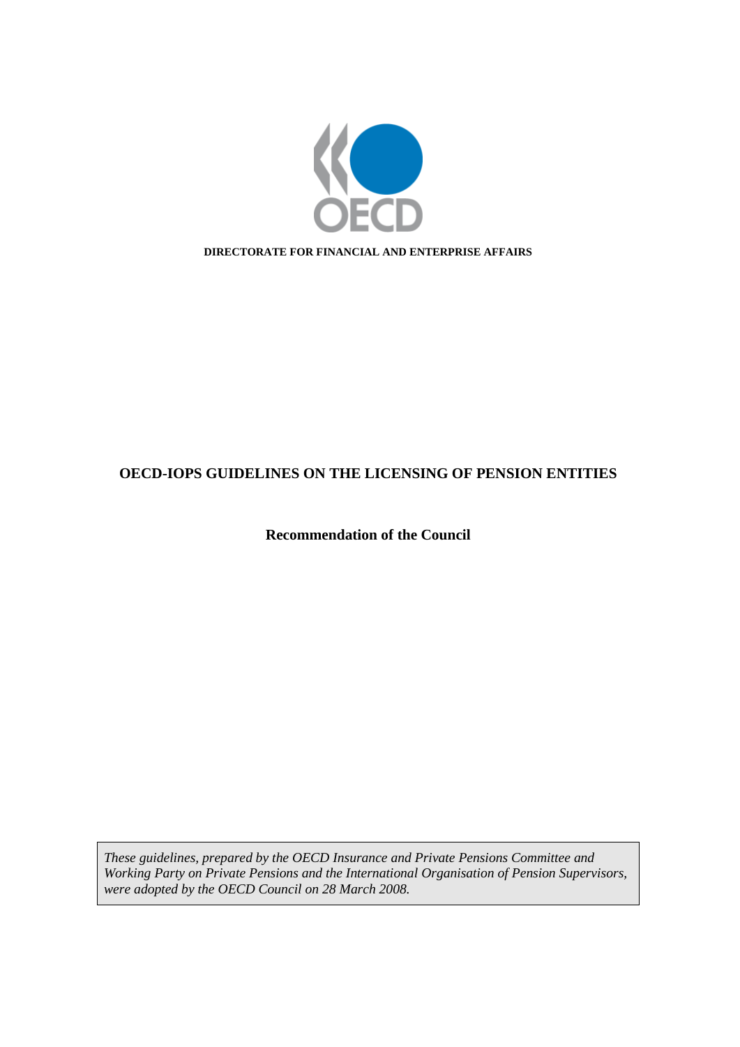**DIRECTORATE FOR FINANCIAL AND ENTERPRISE AFFAIRS**

# OECD-IOPS GUIDELINES ON THE LICENSING OF PENSION ENTITIES

## Recommendation of the Council

*These guidelines, prepared by the OECD Insurance and Private Pensions Committee and Working Party on Private Pensions and the International Organisation of Pension Supervisors, were adopted by the OECD Council on 28 March 2008.*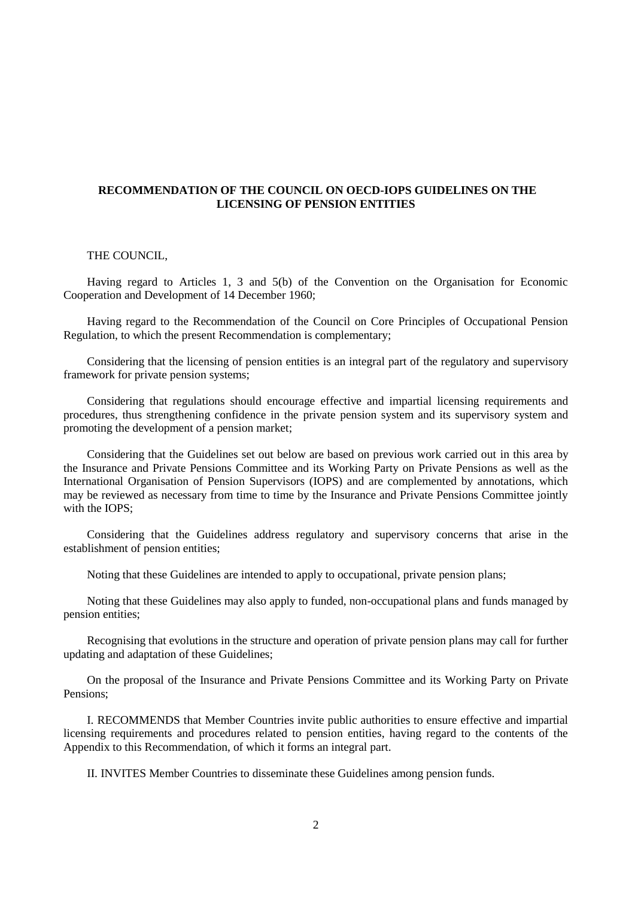# RECOMMENDATION OF THE COUNCIL ON OECD-IOPS GUIDELINES ON THE LICENSING OF PENSION ENTITIES

THE COUNCIL,

Having regard to Articles 1, 3 and 5(b) of the Convention on the Organisation for Economic Cooperation and Development of 14 December 1960;

Having regard to the Recommendation of the Council on Core Principles of Occupational Pension Regulation, to which the present Recommendation is complementary;

Considering that the licensing of pension entities is an integral part of the regulatory and supervisory framework for private pension systems;

Considering that regulations should encourage effective and impartial licensing requirements and procedures, thus strengthening confidence in the private pension system and its supervisory system and promoting the development of a pension market;

Considering that the Guidelines set out below are based on previous work carried out in this area by the Insurance and Private Pensions Committee and its Working Party on Private Pensions as well as the International Organisation of Pension Supervisors (IOPS) and are complemented by annotations, which may be reviewed as necessary from time to time by the Insurance and Private Pensions Committee jointly with the IOPS;

Considering that the Guidelines address regulatory and supervisory concerns that arise in the establishment of pension entities;

Noting that these Guidelines are intended to apply to occupational, private pension plans;

Noting that these Guidelines may also apply to funded, non-occupational plans and funds managed by pension entities;

Recognising that evolutions in the structure and operation of private pension plans may call for further updating and adaptation of these Guidelines;

On the proposal of the Insurance and Private Pensions Committee and its Working Party on Private Pensions;

I. RECOMMENDS that Member Countries invite public authorities to ensure effective and impartial licensing requirements and procedures related to pension entities, having regard to the contents of the Appendix to this Recommendation, of which it forms an integral part.

II. INVITES Member Countries to disseminate these Guidelines among pension funds.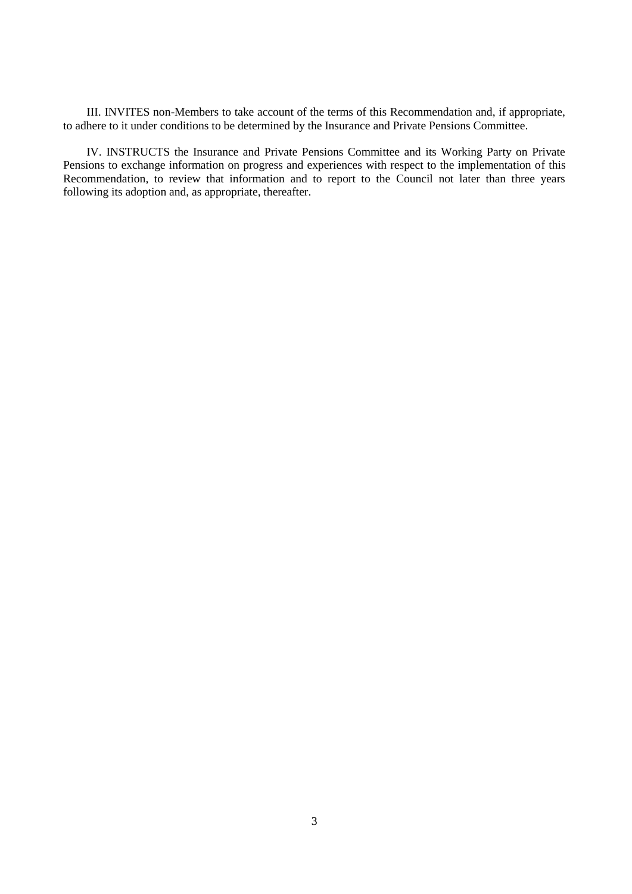III. INVITES non-Members to take account of the terms of this Recommendation and, if appropriate, to adhere to it under conditions to be determined by the Insurance and Private Pensions Committee.

IV. INSTRUCTS the Insurance and Private Pensions Committee and its Working Party on Private Pensions to exchange information on progress and experiences with respect to the implementation of this Recommendation, to review that information and to report to the Council not later than three years following its adoption and, as appropriate, thereafter.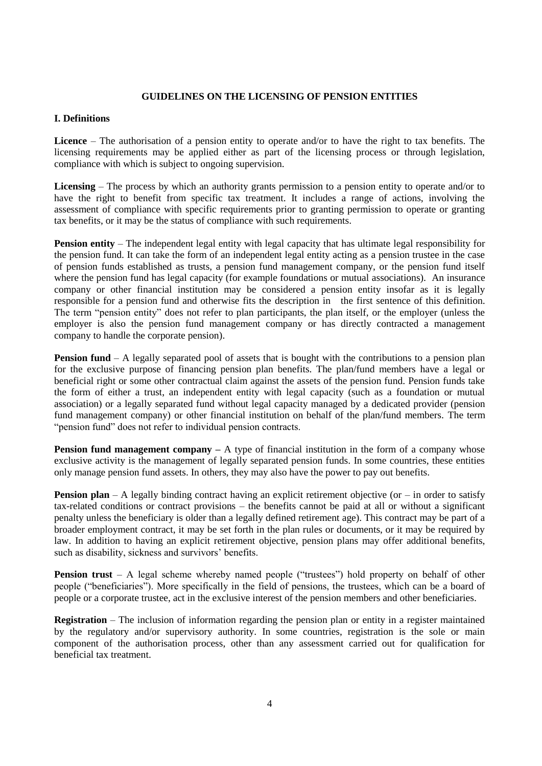## GUIDELINES ON THE LICENSING OF PENSION ENTITIES

### I. Definitions

**Licence** – The authorisation of a pension entity to operate and/or to have the right to tax benefits. The licensing requirements may be applied either as part of the licensing process or through legislation, compliance with which is subject to ongoing supervision.

**Licensing** – The process by which an authority grants permission to a pension entity to operate and/or to have the right to benefit from specific tax treatment. It includes a range of actions, involving the assessment of compliance with specific requirements prior to granting permission to operate or granting tax benefits, or it may be the status of compliance with such requirements.

**Pension entity** – The independent legal entity with legal capacity that has ultimate legal responsibility for the pension fund. It can take the form of an independent legal entity acting as a pension trustee in the case of pension funds established as trusts, a pension fund management company, or the pension fund itself where the pension fund has legal capacity (for example foundations or mutual associations). An insurance company or other financial institution may be considered a pension entity insofar as it is legally responsible for a pension fund and otherwise fits the description in the first sentence of this definition. The term "pension entity" does not refer to plan participants, the plan itself, or the employer (unless the employer is also the pension fund management company or has directly contracted a management company to handle the corporate pension).

**Pension fund** – A legally separated pool of assets that is bought with the contributions to a pension plan for the exclusive purpose of financing pension plan benefits. The plan/fund members have a legal or beneficial right or some other contractual claim against the assets of the pension fund. Pension funds take the form of either a trust, an independent entity with legal capacity (such as a foundation or mutual association) or a legally separated fund without legal capacity managed by a dedicated provider (pension fund management company) or other financial institution on behalf of the plan/fund members. The term "pension fund" does not refer to individual pension contracts.

**Pension fund management company** – A type of financial institution in the form of a company whose exclusive activity is the management of legally separated pension funds. In some countries, these entities only manage pension fund assets. In others, they may also have the power to pay out benefits.

**Pension plan** – A legally binding contract having an explicit retirement objective (or – in order to satisfy tax-related conditions or contract provisions – the benefits cannot be paid at all or without a significant penalty unless the beneficiary is older than a legally defined retirement age). This contract may be part of a broader employment contract, it may be set forth in the plan rules or documents, or it may be required by law. In addition to having an explicit retirement objective, pension plans may offer additional benefits, such as disability, sickness and survivors' benefits.

**Pension trust** – A legal scheme whereby named people ("trustees") hold property on behalf of other people ("beneficiaries"). More specifically in the field of pensions, the trustees, which can be a board of people or a corporate trustee, act in the exclusive interest of the pension members and other beneficiaries.

**Registration** – The inclusion of information regarding the pension plan or entity in a register maintained by the regulatory and/or supervisory authority. In some countries, registration is the sole or main component of the authorisation process, other than any assessment carried out for qualification for beneficial tax treatment.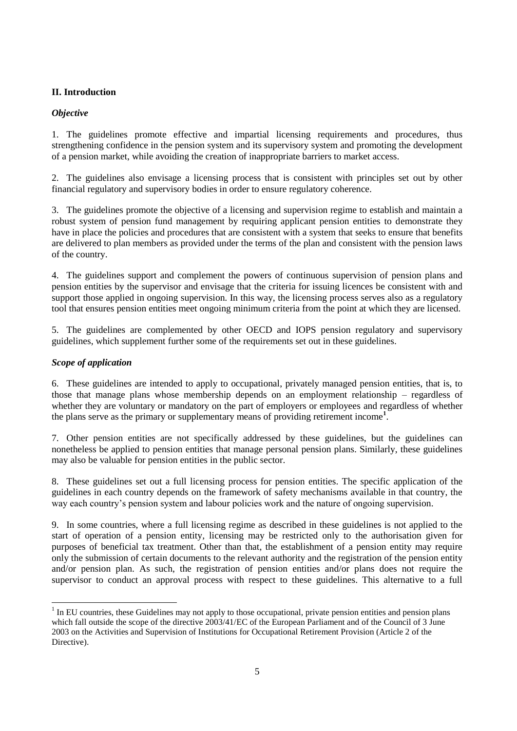## II. Introduction

### *Objective*

1. The guidelines promote effective and impartial licensing requirements and procedures, thus strengthening confidence in the pension system and its supervisory system and promoting the development of a pension market, while avoiding the creation of inappropriate barriers to market access.

2. The guidelines also envisage a licensing process that is consistent with principles set out by other financial regulatory and supervisory bodies in order to ensure regulatory coherence.

3. The guidelines promote the objective of a licensing and supervision regime to establish and maintain a robust system of pension fund management by requiring applicant pension entities to demonstrate they have in place the policies and procedures that are consistent with a system that seeks to ensure that benefits are delivered to plan members as provided under the terms of the plan and consistent with the pension laws of the country.

4. The guidelines support and complement the powers of continuous supervision of pension plans and pension entities by the supervisor and envisage that the criteria for issuing licences be consistent with and support those applied in ongoing supervision. In this way, the licensing process serves also as a regulatory tool that ensures pension entities meet ongoing minimum criteria from the point at which they are licensed.

5. The guidelines are complemented by other OECD and IOPS pension regulatory and supervisory guidelines, which supplement further some of the requirements set out in these guidelines.

### *Scope of application*

6. These guidelines are intended to apply to occupational, privately managed pension entities, that is, to those that manage plans whose membership depends on an employment relationship – regardless of whether they are voluntary or mandatory on the part of employers or employees and regardless of whether the plans serve as the primary or supplementary means of providing retirement income[1].

7. Other pension entities are not specifically addressed by these guidelines, but the guidelines can nonetheless be applied to pension entities that manage personal pension plans. Similarly, these guidelines may also be valuable for pension entities in the public sector.

8. These guidelines set out a full licensing process for pension entities. The specific application of the guidelines in each country depends on the framework of safety mechanisms available in that country, the way each country's pension system and labour policies work and the nature of ongoing supervision.

9. In some countries, where a full licensing regime as described in these guidelines is not applied to the start of operation of a pension entity, licensing may be restricted only to the authorisation given for purposes of beneficial tax treatment. Other than that, the establishment of a pension entity may require only the submission of certain documents to the relevant authority and the registration of the pension entity and/or pension plan. As such, the registration of pension entities and/or plans does not require the supervisor to conduct an approval process with respect to these guidelines. This alternative to a full

---

[1] In EU countries, these Guidelines may not apply to those occupational, private pension entities and pension plans which fall outside the scope of the directive 2003/41/EC of the European Parliament and of the Council of 3 June 2003 on the Activities and Supervision of Institutions for Occupational Retirement Provision (Article 2 of the Directive).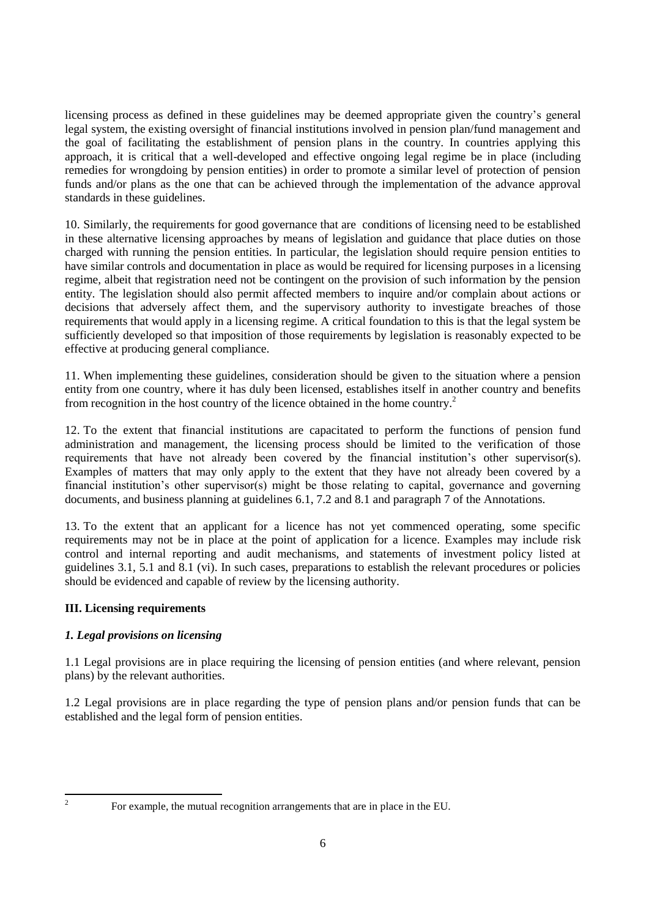licensing process as defined in these guidelines may be deemed appropriate given the country's general legal system, the existing oversight of financial institutions involved in pension plan/fund management and the goal of facilitating the establishment of pension plans in the country. In countries applying this approach, it is critical that a well-developed and effective ongoing legal regime be in place (including remedies for wrongdoing by pension entities) in order to promote a similar level of protection of pension funds and/or plans as the one that can be achieved through the implementation of the advance approval standards in these guidelines.

10. Similarly, the requirements for good governance that are conditions of licensing need to be established in these alternative licensing approaches by means of legislation and guidance that place duties on those charged with running the pension entities. In particular, the legislation should require pension entities to have similar controls and documentation in place as would be required for licensing purposes in a licensing regime, albeit that registration need not be contingent on the provision of such information by the pension entity. The legislation should also permit affected members to inquire and/or complain about actions or decisions that adversely affect them, and the supervisory authority to investigate breaches of those requirements that would apply in a licensing regime. A critical foundation to this is that the legal system be sufficiently developed so that imposition of those requirements by legislation is reasonably expected to be effective at producing general compliance.

11. When implementing these guidelines, consideration should be given to the situation where a pension entity from one country, where it has duly been licensed, establishes itself in another country and benefits from recognition in the host country of the licence obtained in the home country.[2]

12. To the extent that financial institutions are capacitated to perform the functions of pension fund administration and management, the licensing process should be limited to the verification of those requirements that have not already been covered by the financial institution's other supervisor(s). Examples of matters that may only apply to the extent that they have not already been covered by a financial institution's other supervisor(s) might be those relating to capital, governance and governing documents, and business planning at guidelines 6.1, 7.2 and 8.1 and paragraph 7 of the Annotations.

13. To the extent that an applicant for a licence has not yet commenced operating, some specific requirements may not be in place at the point of application for a licence. Examples may include risk control and internal reporting and audit mechanisms, and statements of investment policy listed at guidelines 3.1, 5.1 and 8.1 (vi). In such cases, preparations to establish the relevant procedures or policies should be evidenced and capable of review by the licensing authority.

## III. Licensing requirements

### *1. Legal provisions on licensing*

1.1 Legal provisions are in place requiring the licensing of pension entities (and where relevant, pension plans) by the relevant authorities.

1.2 Legal provisions are in place regarding the type of pension plans and/or pension funds that can be established and the legal form of pension entities.

---

[2] For example, the mutual recognition arrangements that are in place in the EU.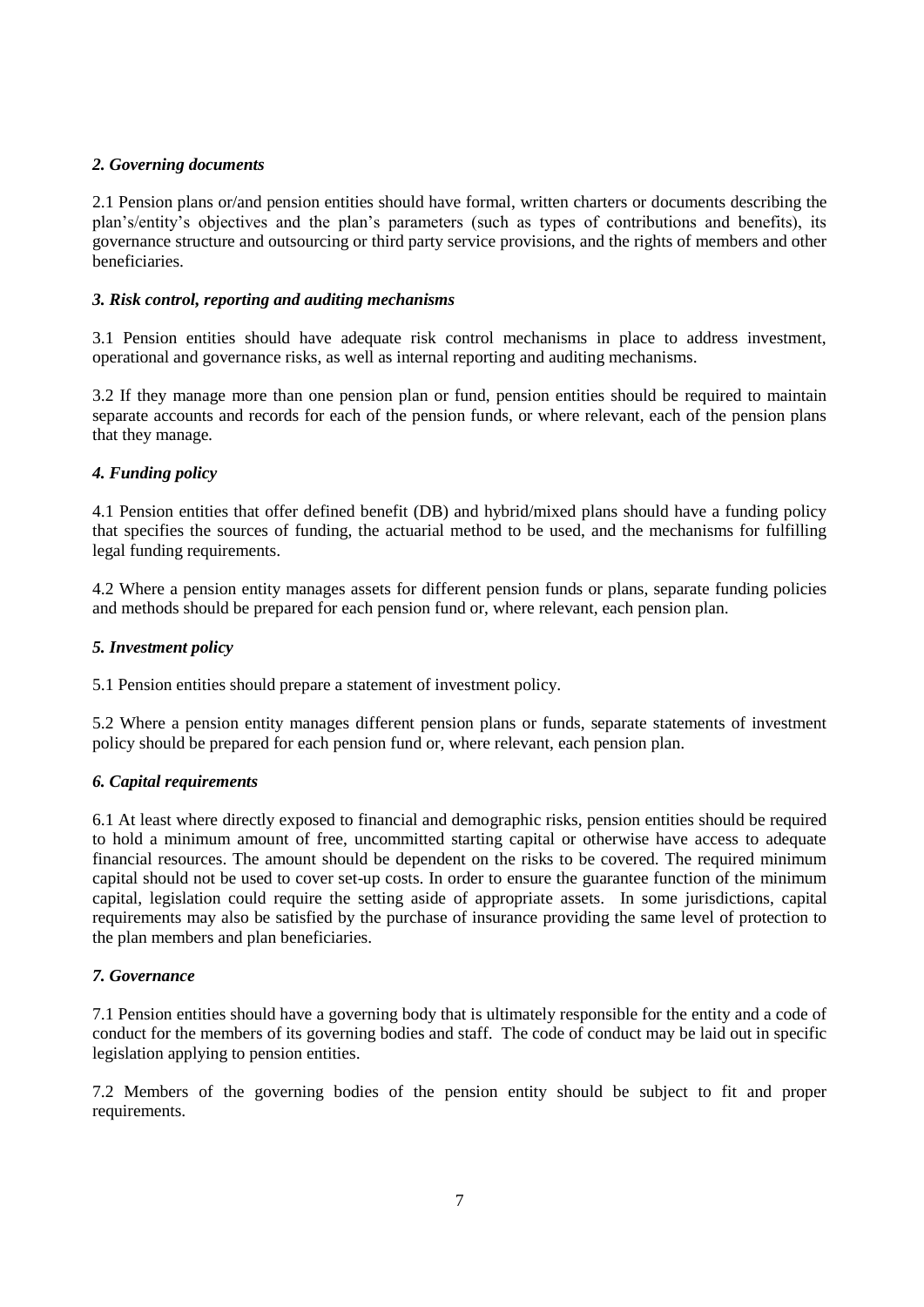### *2. Governing documents*

2.1 Pension plans or/and pension entities should have formal, written charters or documents describing the plan's/entity's objectives and the plan's parameters (such as types of contributions and benefits), its governance structure and outsourcing or third party service provisions, and the rights of members and other beneficiaries.

### *3. Risk control, reporting and auditing mechanisms*

3.1 Pension entities should have adequate risk control mechanisms in place to address investment, operational and governance risks, as well as internal reporting and auditing mechanisms.

3.2 If they manage more than one pension plan or fund, pension entities should be required to maintain separate accounts and records for each of the pension funds, or where relevant, each of the pension plans that they manage.

### *4. Funding policy*

4.1 Pension entities that offer defined benefit (DB) and hybrid/mixed plans should have a funding policy that specifies the sources of funding, the actuarial method to be used, and the mechanisms for fulfilling legal funding requirements.

4.2 Where a pension entity manages assets for different pension funds or plans, separate funding policies and methods should be prepared for each pension fund or, where relevant, each pension plan.

### *5. Investment policy*

5.1 Pension entities should prepare a statement of investment policy.

5.2 Where a pension entity manages different pension plans or funds, separate statements of investment policy should be prepared for each pension fund or, where relevant, each pension plan.

### *6. Capital requirements*

6.1 At least where directly exposed to financial and demographic risks, pension entities should be required to hold a minimum amount of free, uncommitted starting capital or otherwise have access to adequate financial resources. The amount should be dependent on the risks to be covered. The required minimum capital should not be used to cover set-up costs. In order to ensure the guarantee function of the minimum capital, legislation could require the setting aside of appropriate assets. In some jurisdictions, capital requirements may also be satisfied by the purchase of insurance providing the same level of protection to the plan members and plan beneficiaries.

### *7. Governance*

7.1 Pension entities should have a governing body that is ultimately responsible for the entity and a code of conduct for the members of its governing bodies and staff. The code of conduct may be laid out in specific legislation applying to pension entities.

7.2 Members of the governing bodies of the pension entity should be subject to fit and proper requirements.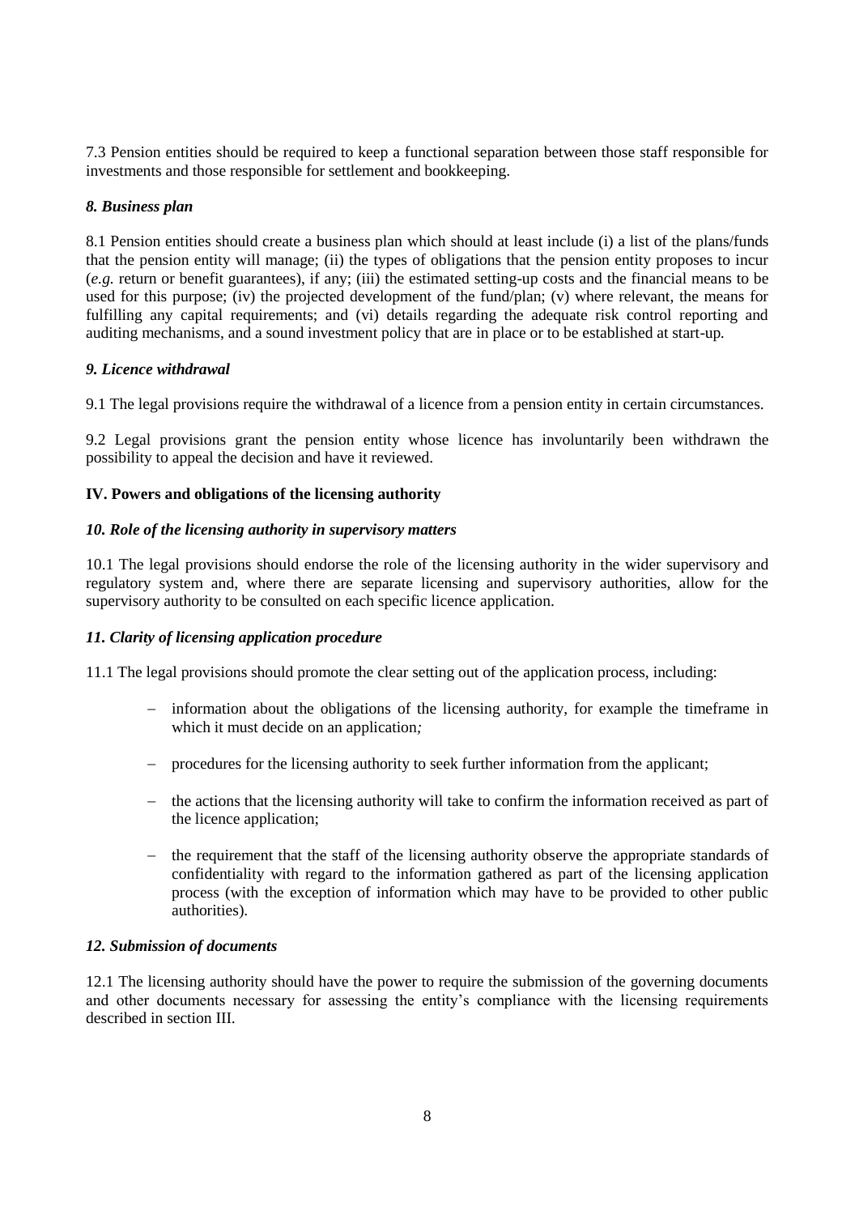7.3 Pension entities should be required to keep a functional separation between those staff responsible for investments and those responsible for settlement and bookkeeping.

### *8. Business plan*

8.1 Pension entities should create a business plan which should at least include (i) a list of the plans/funds that the pension entity will manage; (ii) the types of obligations that the pension entity proposes to incur (*e.g.* return or benefit guarantees), if any; (iii) the estimated setting-up costs and the financial means to be used for this purpose; (iv) the projected development of the fund/plan; (v) where relevant, the means for fulfilling any capital requirements; and (vi) details regarding the adequate risk control reporting and auditing mechanisms, and a sound investment policy that are in place or to be established at start-up.

### *9. Licence withdrawal*

9.1 The legal provisions require the withdrawal of a licence from a pension entity in certain circumstances.

9.2 Legal provisions grant the pension entity whose licence has involuntarily been withdrawn the possibility to appeal the decision and have it reviewed.

## IV. Powers and obligations of the licensing authority

### *10. Role of the licensing authority in supervisory matters*

10.1 The legal provisions should endorse the role of the licensing authority in the wider supervisory and regulatory system and, where there are separate licensing and supervisory authorities, allow for the supervisory authority to be consulted on each specific licence application.

### *11. Clarity of licensing application procedure*

11.1 The legal provisions should promote the clear setting out of the application process, including:

- information about the obligations of the licensing authority, for example the timeframe in which it must decide on an application*;*
- procedures for the licensing authority to seek further information from the applicant;
- the actions that the licensing authority will take to confirm the information received as part of the licence application;
- the requirement that the staff of the licensing authority observe the appropriate standards of confidentiality with regard to the information gathered as part of the licensing application process (with the exception of information which may have to be provided to other public authorities).

### *12. Submission of documents*

12.1 The licensing authority should have the power to require the submission of the governing documents and other documents necessary for assessing the entity's compliance with the licensing requirements described in section III.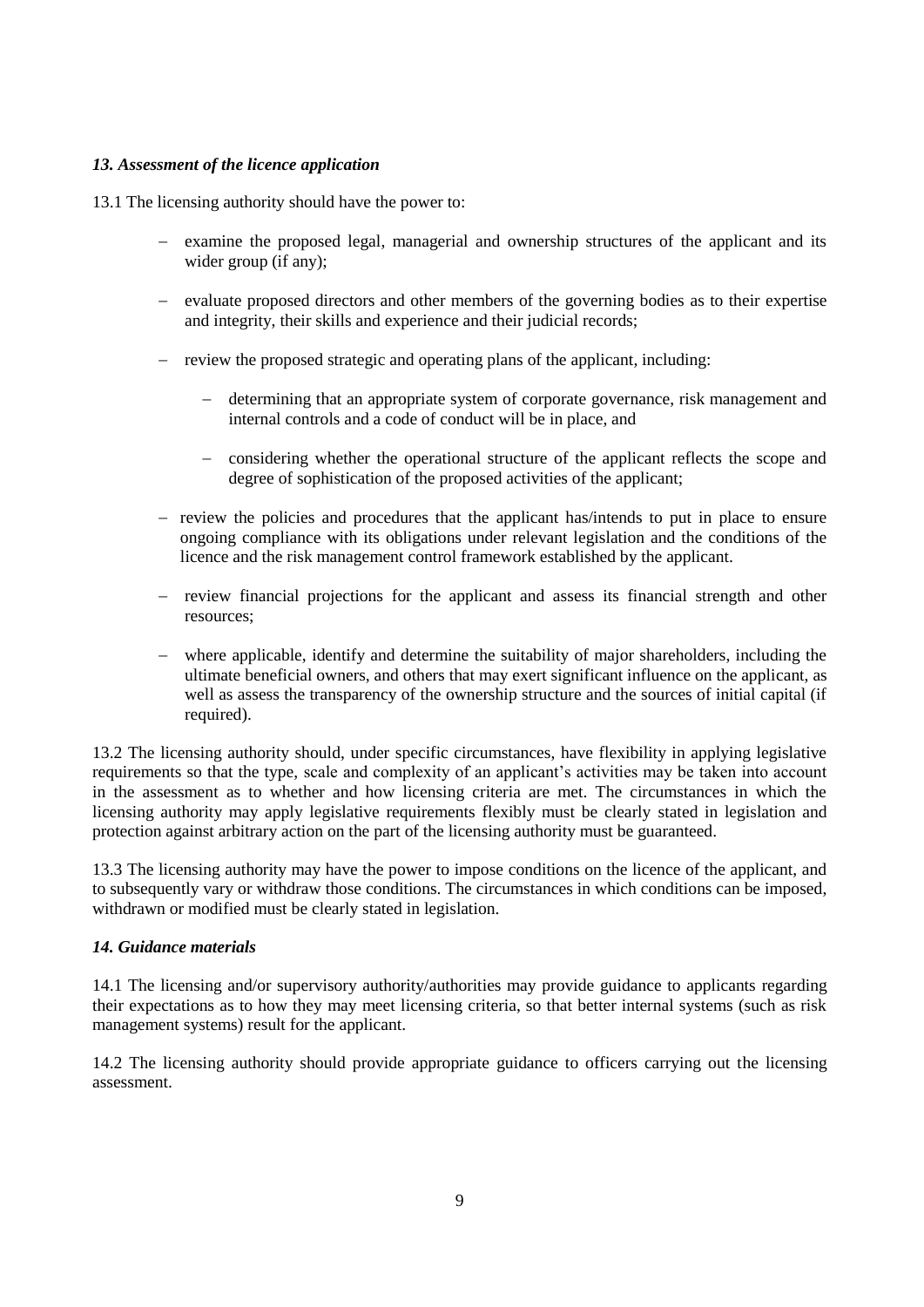### *13. Assessment of the licence application*

13.1 The licensing authority should have the power to:

- examine the proposed legal, managerial and ownership structures of the applicant and its wider group (if any);
- evaluate proposed directors and other members of the governing bodies as to their expertise and integrity, their skills and experience and their judicial records;
- review the proposed strategic and operating plans of the applicant, including:
  - determining that an appropriate system of corporate governance, risk management and internal controls and a code of conduct will be in place, and
  - considering whether the operational structure of the applicant reflects the scope and degree of sophistication of the proposed activities of the applicant;
- review the policies and procedures that the applicant has/intends to put in place to ensure ongoing compliance with its obligations under relevant legislation and the conditions of the licence and the risk management control framework established by the applicant.
- review financial projections for the applicant and assess its financial strength and other resources;
- where applicable, identify and determine the suitability of major shareholders, including the ultimate beneficial owners, and others that may exert significant influence on the applicant, as well as assess the transparency of the ownership structure and the sources of initial capital (if required).

13.2 The licensing authority should, under specific circumstances, have flexibility in applying legislative requirements so that the type, scale and complexity of an applicant's activities may be taken into account in the assessment as to whether and how licensing criteria are met. The circumstances in which the licensing authority may apply legislative requirements flexibly must be clearly stated in legislation and protection against arbitrary action on the part of the licensing authority must be guaranteed.

13.3 The licensing authority may have the power to impose conditions on the licence of the applicant, and to subsequently vary or withdraw those conditions. The circumstances in which conditions can be imposed, withdrawn or modified must be clearly stated in legislation.

### *14. Guidance materials*

14.1 The licensing and/or supervisory authority/authorities may provide guidance to applicants regarding their expectations as to how they may meet licensing criteria, so that better internal systems (such as risk management systems) result for the applicant.

14.2 The licensing authority should provide appropriate guidance to officers carrying out the licensing assessment.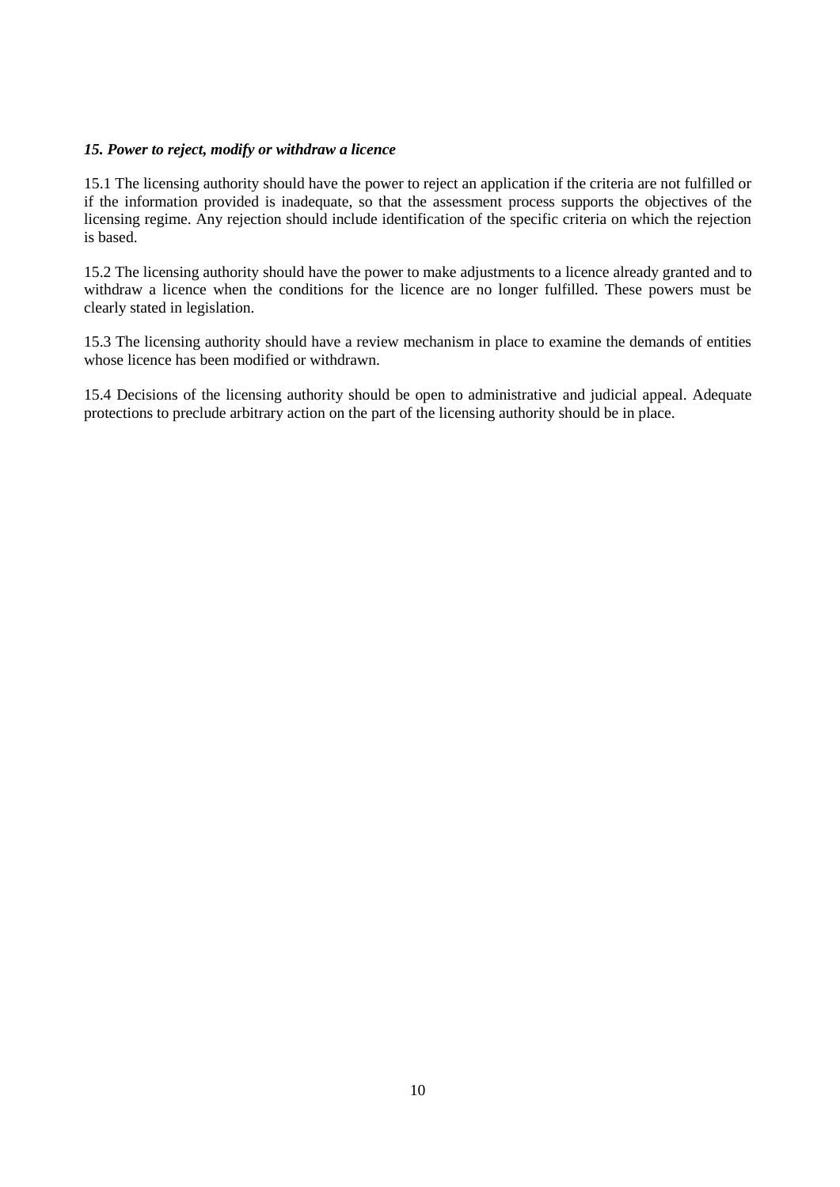### *15. Power to reject, modify or withdraw a licence*

15.1 The licensing authority should have the power to reject an application if the criteria are not fulfilled or if the information provided is inadequate, so that the assessment process supports the objectives of the licensing regime. Any rejection should include identification of the specific criteria on which the rejection is based.

15.2 The licensing authority should have the power to make adjustments to a licence already granted and to withdraw a licence when the conditions for the licence are no longer fulfilled. These powers must be clearly stated in legislation.

15.3 The licensing authority should have a review mechanism in place to examine the demands of entities whose licence has been modified or withdrawn.

15.4 Decisions of the licensing authority should be open to administrative and judicial appeal. Adequate protections to preclude arbitrary action on the part of the licensing authority should be in place.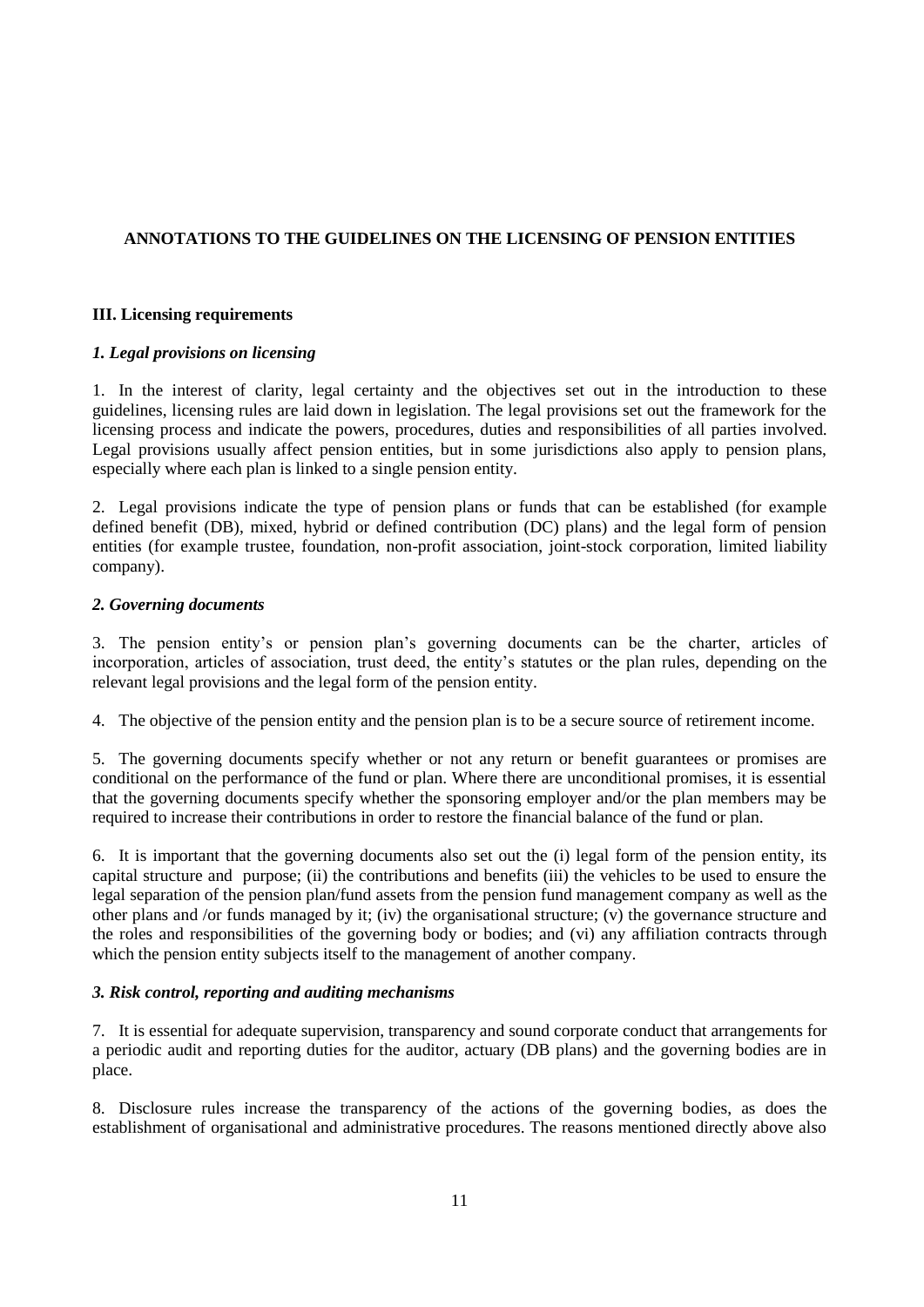## ANNOTATIONS TO THE GUIDELINES ON THE LICENSING OF PENSION ENTITIES

### III. Licensing requirements

#### *1. Legal provisions on licensing*

1. In the interest of clarity, legal certainty and the objectives set out in the introduction to these guidelines, licensing rules are laid down in legislation. The legal provisions set out the framework for the licensing process and indicate the powers, procedures, duties and responsibilities of all parties involved. Legal provisions usually affect pension entities, but in some jurisdictions also apply to pension plans, especially where each plan is linked to a single pension entity.

2. Legal provisions indicate the type of pension plans or funds that can be established (for example defined benefit (DB), mixed, hybrid or defined contribution (DC) plans) and the legal form of pension entities (for example trustee, foundation, non-profit association, joint-stock corporation, limited liability company).

#### *2. Governing documents*

3. The pension entity's or pension plan's governing documents can be the charter, articles of incorporation, articles of association, trust deed, the entity's statutes or the plan rules, depending on the relevant legal provisions and the legal form of the pension entity.

4. The objective of the pension entity and the pension plan is to be a secure source of retirement income.

5. The governing documents specify whether or not any return or benefit guarantees or promises are conditional on the performance of the fund or plan. Where there are unconditional promises, it is essential that the governing documents specify whether the sponsoring employer and/or the plan members may be required to increase their contributions in order to restore the financial balance of the fund or plan.

6. It is important that the governing documents also set out the (i) legal form of the pension entity, its capital structure and purpose; (ii) the contributions and benefits (iii) the vehicles to be used to ensure the legal separation of the pension plan/fund assets from the pension fund management company as well as the other plans and /or funds managed by it; (iv) the organisational structure; (v) the governance structure and the roles and responsibilities of the governing body or bodies; and (vi) any affiliation contracts through which the pension entity subjects itself to the management of another company.

#### *3. Risk control, reporting and auditing mechanisms*

7. It is essential for adequate supervision, transparency and sound corporate conduct that arrangements for a periodic audit and reporting duties for the auditor, actuary (DB plans) and the governing bodies are in place.

8. Disclosure rules increase the transparency of the actions of the governing bodies, as does the establishment of organisational and administrative procedures. The reasons mentioned directly above also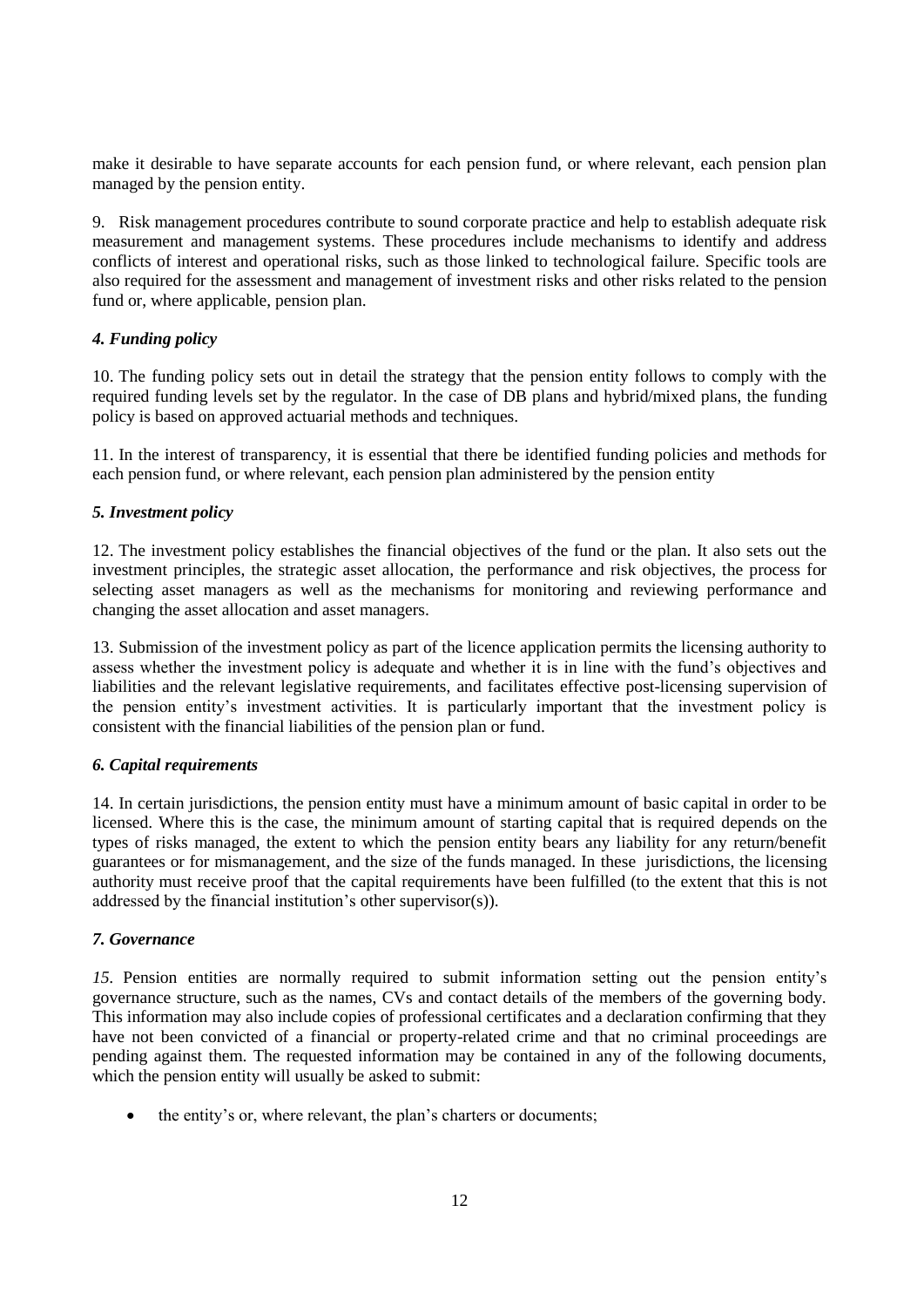make it desirable to have separate accounts for each pension fund, or where relevant, each pension plan managed by the pension entity.

9. Risk management procedures contribute to sound corporate practice and help to establish adequate risk measurement and management systems. These procedures include mechanisms to identify and address conflicts of interest and operational risks, such as those linked to technological failure. Specific tools are also required for the assessment and management of investment risks and other risks related to the pension fund or, where applicable, pension plan.

### *4. Funding policy*

10. The funding policy sets out in detail the strategy that the pension entity follows to comply with the required funding levels set by the regulator. In the case of DB plans and hybrid/mixed plans, the funding policy is based on approved actuarial methods and techniques.

11. In the interest of transparency, it is essential that there be identified funding policies and methods for each pension fund, or where relevant, each pension plan administered by the pension entity

### *5. Investment policy*

12. The investment policy establishes the financial objectives of the fund or the plan. It also sets out the investment principles, the strategic asset allocation, the performance and risk objectives, the process for selecting asset managers as well as the mechanisms for monitoring and reviewing performance and changing the asset allocation and asset managers.

13. Submission of the investment policy as part of the licence application permits the licensing authority to assess whether the investment policy is adequate and whether it is in line with the fund's objectives and liabilities and the relevant legislative requirements, and facilitates effective post-licensing supervision of the pension entity's investment activities. It is particularly important that the investment policy is consistent with the financial liabilities of the pension plan or fund.

### *6. Capital requirements*

14. In certain jurisdictions, the pension entity must have a minimum amount of basic capital in order to be licensed. Where this is the case, the minimum amount of starting capital that is required depends on the types of risks managed, the extent to which the pension entity bears any liability for any return/benefit guarantees or for mismanagement, and the size of the funds managed. In these jurisdictions, the licensing authority must receive proof that the capital requirements have been fulfilled (to the extent that this is not addressed by the financial institution's other supervisor(s)).

### *7. Governance*

*15*. Pension entities are normally required to submit information setting out the pension entity's governance structure, such as the names, CVs and contact details of the members of the governing body. This information may also include copies of professional certificates and a declaration confirming that they have not been convicted of a financial or property-related crime and that no criminal proceedings are pending against them. The requested information may be contained in any of the following documents, which the pension entity will usually be asked to submit:

- the entity's or, where relevant, the plan's charters or documents;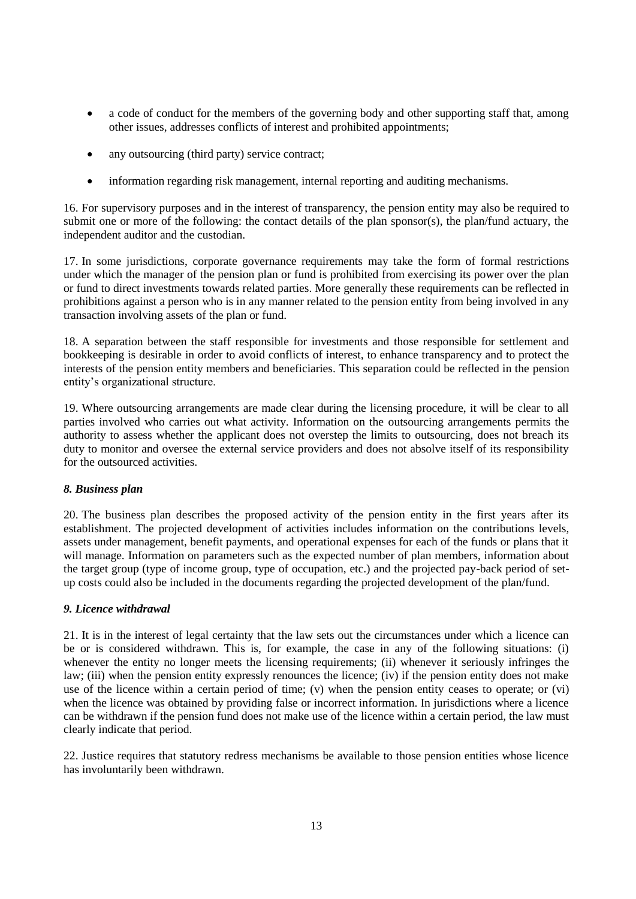- a code of conduct for the members of the governing body and other supporting staff that, among other issues, addresses conflicts of interest and prohibited appointments;
- any outsourcing (third party) service contract;
- information regarding risk management, internal reporting and auditing mechanisms.

16. For supervisory purposes and in the interest of transparency, the pension entity may also be required to submit one or more of the following: the contact details of the plan sponsor(s), the plan/fund actuary, the independent auditor and the custodian.

17. In some jurisdictions, corporate governance requirements may take the form of formal restrictions under which the manager of the pension plan or fund is prohibited from exercising its power over the plan or fund to direct investments towards related parties. More generally these requirements can be reflected in prohibitions against a person who is in any manner related to the pension entity from being involved in any transaction involving assets of the plan or fund.

18. A separation between the staff responsible for investments and those responsible for settlement and bookkeeping is desirable in order to avoid conflicts of interest, to enhance transparency and to protect the interests of the pension entity members and beneficiaries. This separation could be reflected in the pension entity's organizational structure.

19. Where outsourcing arrangements are made clear during the licensing procedure, it will be clear to all parties involved who carries out what activity. Information on the outsourcing arrangements permits the authority to assess whether the applicant does not overstep the limits to outsourcing, does not breach its duty to monitor and oversee the external service providers and does not absolve itself of its responsibility for the outsourced activities.

### *8. Business plan*

20. The business plan describes the proposed activity of the pension entity in the first years after its establishment. The projected development of activities includes information on the contributions levels, assets under management, benefit payments, and operational expenses for each of the funds or plans that it will manage. Information on parameters such as the expected number of plan members, information about the target group (type of income group, type of occupation, etc.) and the projected pay-back period of set-up costs could also be included in the documents regarding the projected development of the plan/fund.

### *9. Licence withdrawal*

21. It is in the interest of legal certainty that the law sets out the circumstances under which a licence can be or is considered withdrawn. This is, for example, the case in any of the following situations: (i) whenever the entity no longer meets the licensing requirements; (ii) whenever it seriously infringes the law; (iii) when the pension entity expressly renounces the licence; (iv) if the pension entity does not make use of the licence within a certain period of time; (v) when the pension entity ceases to operate; or (vi) when the licence was obtained by providing false or incorrect information. In jurisdictions where a licence can be withdrawn if the pension fund does not make use of the licence within a certain period, the law must clearly indicate that period.

22. Justice requires that statutory redress mechanisms be available to those pension entities whose licence has involuntarily been withdrawn.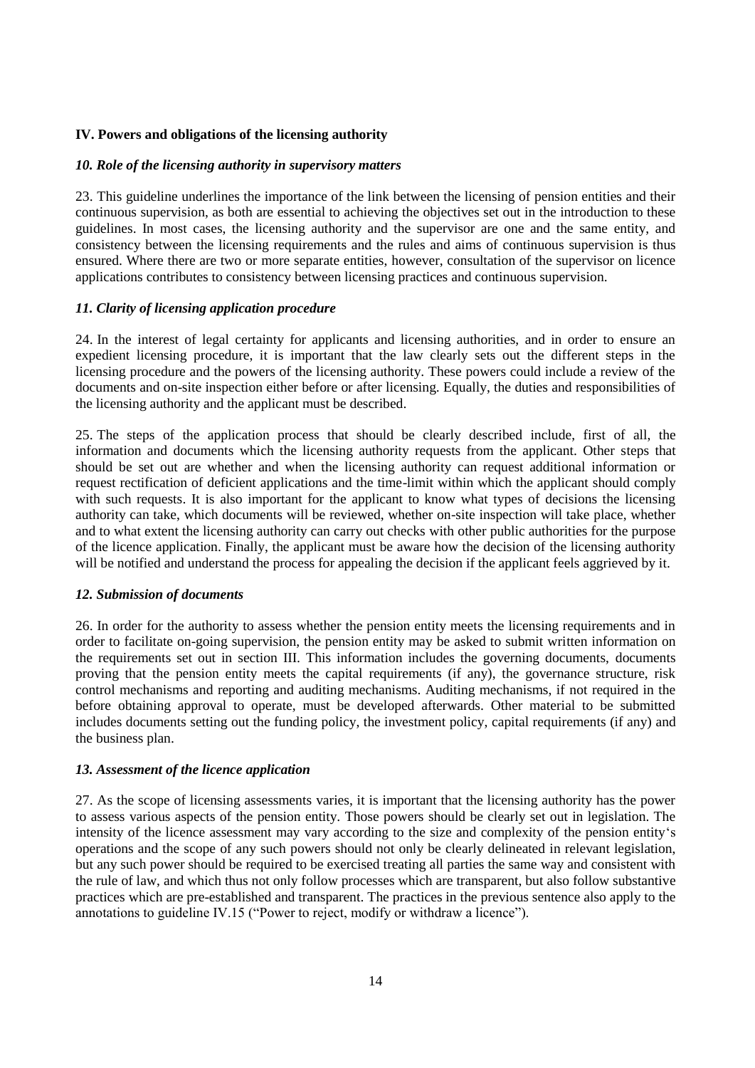## IV. Powers and obligations of the licensing authority

### *10. Role of the licensing authority in supervisory matters*

23. This guideline underlines the importance of the link between the licensing of pension entities and their continuous supervision, as both are essential to achieving the objectives set out in the introduction to these guidelines. In most cases, the licensing authority and the supervisor are one and the same entity, and consistency between the licensing requirements and the rules and aims of continuous supervision is thus ensured. Where there are two or more separate entities, however, consultation of the supervisor on licence applications contributes to consistency between licensing practices and continuous supervision.

### *11. Clarity of licensing application procedure*

24. In the interest of legal certainty for applicants and licensing authorities, and in order to ensure an expedient licensing procedure, it is important that the law clearly sets out the different steps in the licensing procedure and the powers of the licensing authority. These powers could include a review of the documents and on-site inspection either before or after licensing. Equally, the duties and responsibilities of the licensing authority and the applicant must be described.

25. The steps of the application process that should be clearly described include, first of all, the information and documents which the licensing authority requests from the applicant. Other steps that should be set out are whether and when the licensing authority can request additional information or request rectification of deficient applications and the time-limit within which the applicant should comply with such requests. It is also important for the applicant to know what types of decisions the licensing authority can take, which documents will be reviewed, whether on-site inspection will take place, whether and to what extent the licensing authority can carry out checks with other public authorities for the purpose of the licence application. Finally, the applicant must be aware how the decision of the licensing authority will be notified and understand the process for appealing the decision if the applicant feels aggrieved by it.

### *12. Submission of documents*

26. In order for the authority to assess whether the pension entity meets the licensing requirements and in order to facilitate on-going supervision, the pension entity may be asked to submit written information on the requirements set out in section III. This information includes the governing documents, documents proving that the pension entity meets the capital requirements (if any), the governance structure, risk control mechanisms and reporting and auditing mechanisms. Auditing mechanisms, if not required in the before obtaining approval to operate, must be developed afterwards. Other material to be submitted includes documents setting out the funding policy, the investment policy, capital requirements (if any) and the business plan.

### *13. Assessment of the licence application*

27. As the scope of licensing assessments varies, it is important that the licensing authority has the power to assess various aspects of the pension entity. Those powers should be clearly set out in legislation. The intensity of the licence assessment may vary according to the size and complexity of the pension entity's operations and the scope of any such powers should not only be clearly delineated in relevant legislation, but any such power should be required to be exercised treating all parties the same way and consistent with the rule of law, and which thus not only follow processes which are transparent, but also follow substantive practices which are pre-established and transparent. The practices in the previous sentence also apply to the annotations to guideline IV.15 ("Power to reject, modify or withdraw a licence").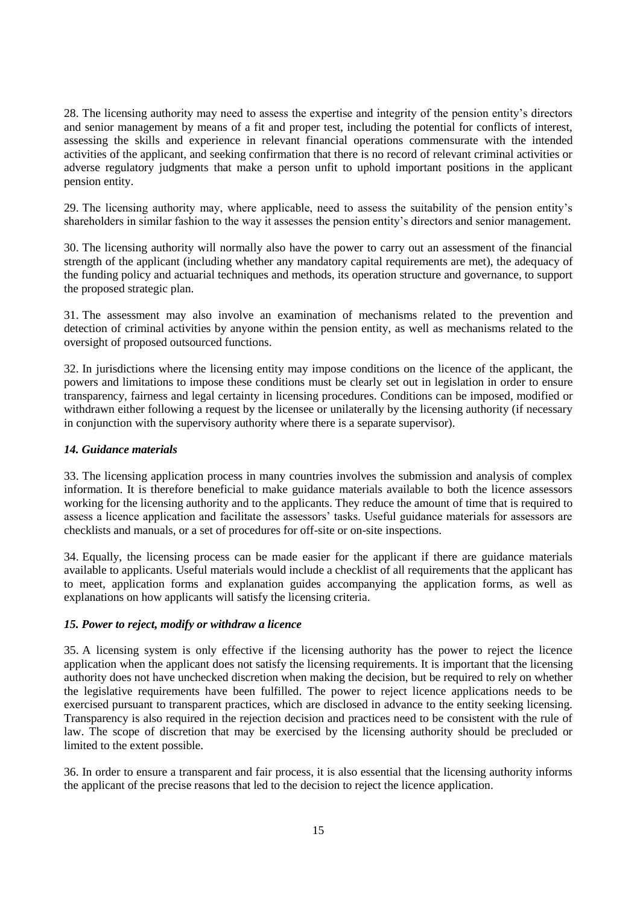28. The licensing authority may need to assess the expertise and integrity of the pension entity's directors and senior management by means of a fit and proper test, including the potential for conflicts of interest, assessing the skills and experience in relevant financial operations commensurate with the intended activities of the applicant, and seeking confirmation that there is no record of relevant criminal activities or adverse regulatory judgments that make a person unfit to uphold important positions in the applicant pension entity.

29. The licensing authority may, where applicable, need to assess the suitability of the pension entity's shareholders in similar fashion to the way it assesses the pension entity's directors and senior management.

30. The licensing authority will normally also have the power to carry out an assessment of the financial strength of the applicant (including whether any mandatory capital requirements are met), the adequacy of the funding policy and actuarial techniques and methods, its operation structure and governance, to support the proposed strategic plan.

31. The assessment may also involve an examination of mechanisms related to the prevention and detection of criminal activities by anyone within the pension entity, as well as mechanisms related to the oversight of proposed outsourced functions.

32. In jurisdictions where the licensing entity may impose conditions on the licence of the applicant, the powers and limitations to impose these conditions must be clearly set out in legislation in order to ensure transparency, fairness and legal certainty in licensing procedures. Conditions can be imposed, modified or withdrawn either following a request by the licensee or unilaterally by the licensing authority (if necessary in conjunction with the supervisory authority where there is a separate supervisor).

### *14. Guidance materials*

33. The licensing application process in many countries involves the submission and analysis of complex information. It is therefore beneficial to make guidance materials available to both the licence assessors working for the licensing authority and to the applicants. They reduce the amount of time that is required to assess a licence application and facilitate the assessors' tasks. Useful guidance materials for assessors are checklists and manuals, or a set of procedures for off-site or on-site inspections.

34. Equally, the licensing process can be made easier for the applicant if there are guidance materials available to applicants. Useful materials would include a checklist of all requirements that the applicant has to meet, application forms and explanation guides accompanying the application forms, as well as explanations on how applicants will satisfy the licensing criteria.

### *15. Power to reject, modify or withdraw a licence*

35. A licensing system is only effective if the licensing authority has the power to reject the licence application when the applicant does not satisfy the licensing requirements. It is important that the licensing authority does not have unchecked discretion when making the decision, but be required to rely on whether the legislative requirements have been fulfilled. The power to reject licence applications needs to be exercised pursuant to transparent practices, which are disclosed in advance to the entity seeking licensing. Transparency is also required in the rejection decision and practices need to be consistent with the rule of law. The scope of discretion that may be exercised by the licensing authority should be precluded or limited to the extent possible.

36. In order to ensure a transparent and fair process, it is also essential that the licensing authority informs the applicant of the precise reasons that led to the decision to reject the licence application.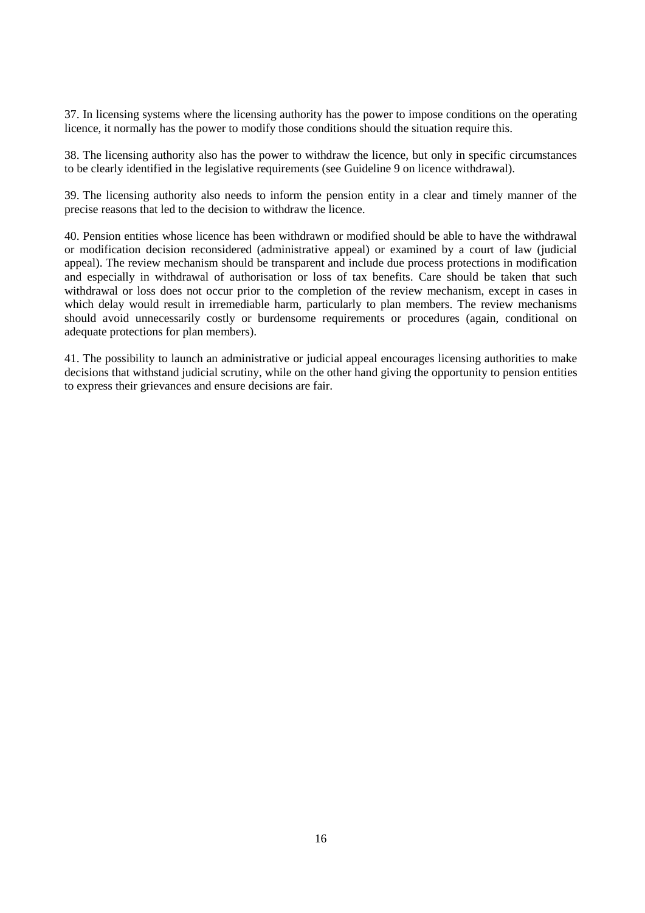37. In licensing systems where the licensing authority has the power to impose conditions on the operating licence, it normally has the power to modify those conditions should the situation require this.

38. The licensing authority also has the power to withdraw the licence, but only in specific circumstances to be clearly identified in the legislative requirements (see Guideline 9 on licence withdrawal).

39. The licensing authority also needs to inform the pension entity in a clear and timely manner of the precise reasons that led to the decision to withdraw the licence.

40. Pension entities whose licence has been withdrawn or modified should be able to have the withdrawal or modification decision reconsidered (administrative appeal) or examined by a court of law (judicial appeal). The review mechanism should be transparent and include due process protections in modification and especially in withdrawal of authorisation or loss of tax benefits. Care should be taken that such withdrawal or loss does not occur prior to the completion of the review mechanism, except in cases in which delay would result in irremediable harm, particularly to plan members. The review mechanisms should avoid unnecessarily costly or burdensome requirements or procedures (again, conditional on adequate protections for plan members).

41. The possibility to launch an administrative or judicial appeal encourages licensing authorities to make decisions that withstand judicial scrutiny, while on the other hand giving the opportunity to pension entities to express their grievances and ensure decisions are fair.